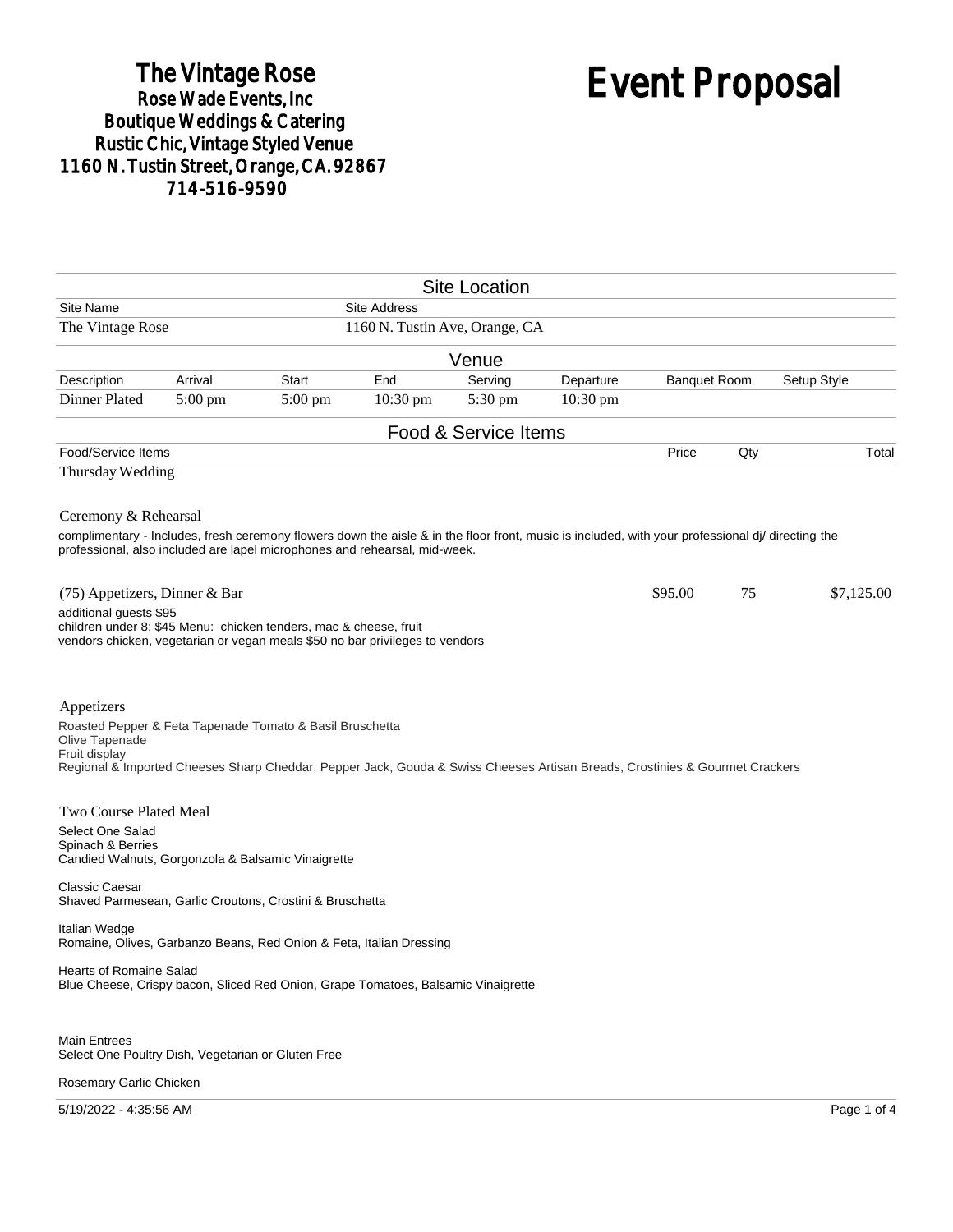# The Vintage Rose
## Rose Wade Events, Inc
## Boutique Weddings & Catering
## Rustic Chic, Vintage Styled Venue
## 1160 N. Tustin Street, Orange, CA. 92867
## 714-516-9590

# Event Proposal

## Site Location

| Site Name | Site Address |
|---|---|
| The Vintage Rose | 1160 N. Tustin Ave, Orange, CA |

## Venue

| Description | Arrival | Start | End | Serving | Departure | Banquet Room | Setup Style |
|---|---|---|---|---|---|---|---|
| Dinner Plated | 5:00 pm | 5:00 pm | 10:30 pm | 5:30 pm | 10:30 pm | | |

## Food & Service Items

| Food/Service Items | Price | Qty | Total |
|---|---|---|---|
| Thursday Wedding | | | |

Ceremony & Rehearsal

complimentary - Includes, fresh ceremony flowers down the aisle & in the floor front, music is included, with your professional dj/ directing the professional, also included are lapel microphones and rehearsal, mid-week.

| (75) Appetizers, Dinner & Bar | $95.00 | 75 | $7,125.00 |
|---|---|---|---|

additional guests $95
children under 8; $45 Menu: chicken tenders, mac & cheese, fruit
vendors chicken, vegetarian or vegan meals $50 no bar privileges to vendors

Appetizers

Roasted Pepper & Feta Tapenade Tomato & Basil Bruschetta
Olive Tapenade
Fruit display
Regional & Imported Cheeses Sharp Cheddar, Pepper Jack, Gouda & Swiss Cheeses Artisan Breads, Crostinies & Gourmet Crackers

Two Course Plated Meal

Select One Salad
Spinach & Berries
Candied Walnuts, Gorgonzola & Balsamic Vinaigrette

Classic Caesar
Shaved Parmesean, Garlic Croutons, Crostini & Bruschetta

Italian Wedge
Romaine, Olives, Garbanzo Beans, Red Onion & Feta, Italian Dressing

Hearts of Romaine Salad
Blue Cheese, Crispy bacon, Sliced Red Onion, Grape Tomatoes, Balsamic Vinaigrette

Main Entrees
Select One Poultry Dish, Vegetarian or Gluten Free

Rosemary Garlic Chicken

5/19/2022 - 4:35:56 AM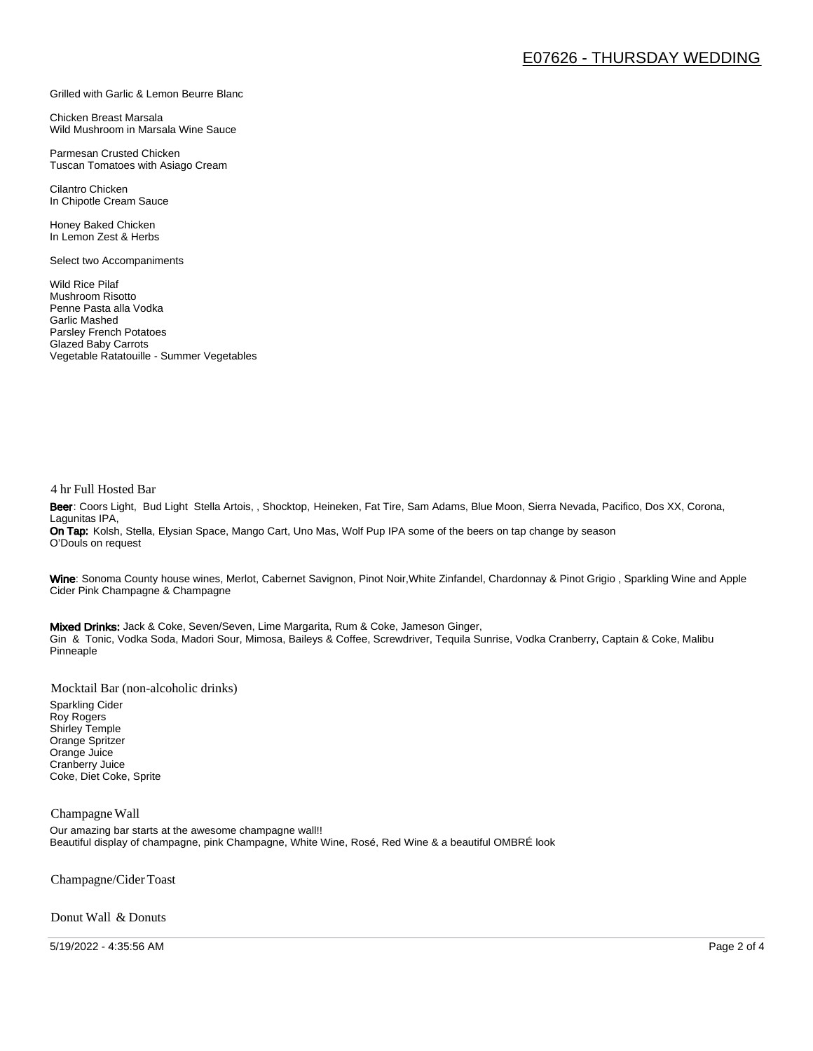Grilled with Garlic & Lemon Beurre Blanc

Chicken Breast Marsala
Wild Mushroom in Marsala Wine Sauce

Parmesan Crusted Chicken
Tuscan Tomatoes with Asiago Cream

Cilantro Chicken
In Chipotle Cream Sauce

Honey Baked Chicken
In Lemon Zest & Herbs

Select two Accompaniments

Wild Rice Pilaf
Mushroom Risotto
Penne Pasta alla Vodka
Garlic Mashed
Parsley French Potatoes
Glazed Baby Carrots
Vegetable Ratatouille - Summer Vegetables

## 4 hr Full Hosted Bar

**Beer**: Coors Light, Bud Light Stella Artois, , Shocktop, Heineken, Fat Tire, Sam Adams, Blue Moon, Sierra Nevada, Pacifico, Dos XX, Corona, Lagunitas IPA,
**On Tap:** Kolsh, Stella, Elysian Space, Mango Cart, Uno Mas, Wolf Pup IPA some of the beers on tap change by season
O'Douls on request

**Wine**: Sonoma County house wines, Merlot, Cabernet Savignon, Pinot Noir,White Zinfandel, Chardonnay & Pinot Grigio , Sparkling Wine and Apple Cider Pink Champagne & Champagne

**Mixed Drinks:** Jack & Coke, Seven/Seven, Lime Margarita, Rum & Coke, Jameson Ginger,
Gin & Tonic, Vodka Soda, Madori Sour, Mimosa, Baileys & Coffee, Screwdriver, Tequila Sunrise, Vodka Cranberry, Captain & Coke, Malibu Pinneaple

## Mocktail Bar (non-alcoholic drinks)

Sparkling Cider
Roy Rogers
Shirley Temple
Orange Spritzer
Orange Juice
Cranberry Juice
Coke, Diet Coke, Sprite

## Champagne Wall

Our amazing bar starts at the awesome champagne wall!!
Beautiful display of champagne, pink Champagne, White Wine, Rosé, Red Wine & a beautiful OMBRÉ look

## Champagne/Cider Toast

## Donut Wall & Donuts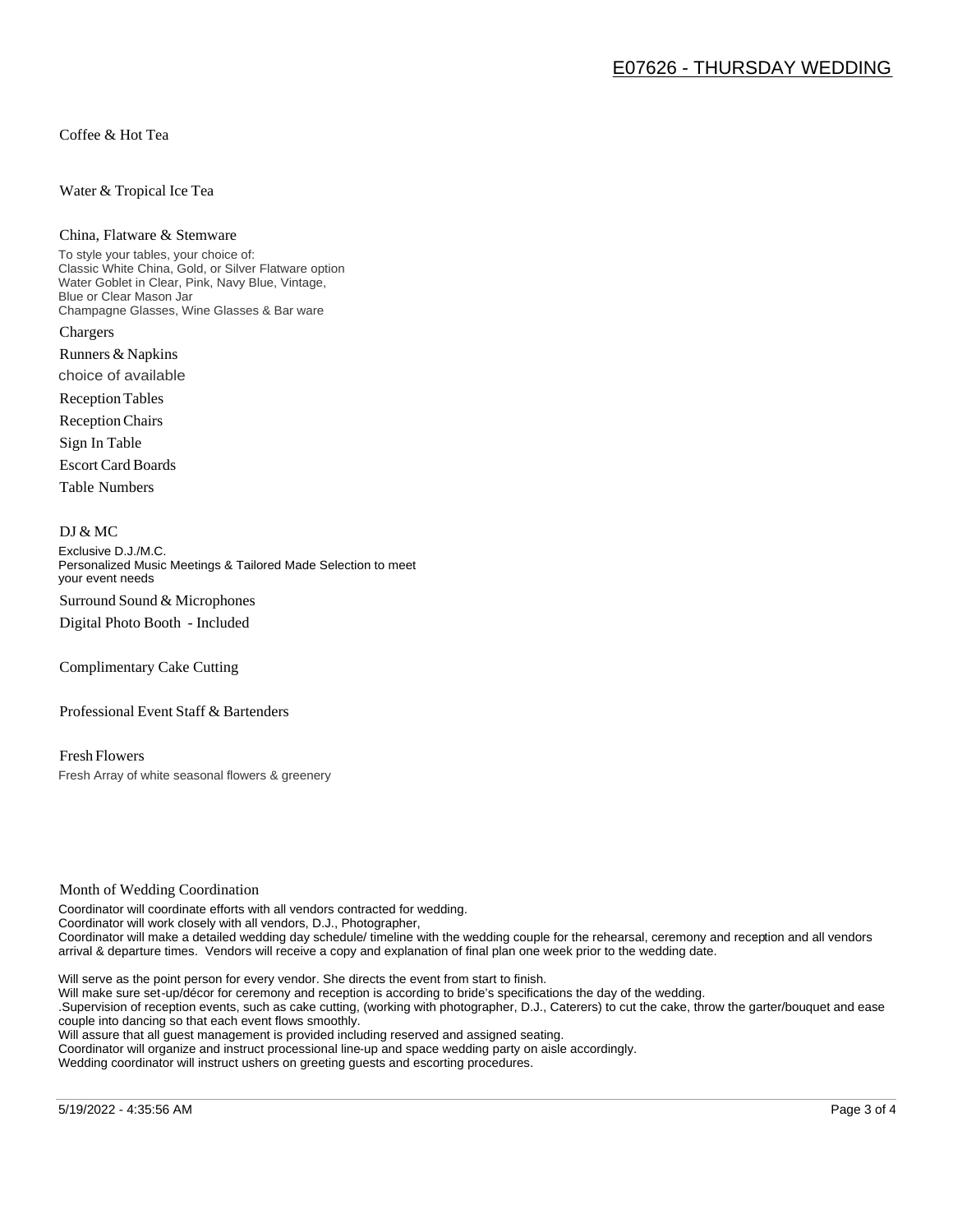Coffee & Hot Tea

Water & Tropical Ice Tea

China, Flatware & Stemware

To style your tables, your choice of:
Classic White China, Gold, or Silver Flatware option
Water Goblet in Clear, Pink, Navy Blue, Vintage,
Blue or Clear Mason Jar
Champagne Glasses, Wine Glasses & Bar ware

Chargers

Runners & Napkins

choice of available

Reception Tables

Reception Chairs

Sign In Table

Escort Card Boards

Table Numbers

DJ & MC

Exclusive D.J./M.C.
Personalized Music Meetings & Tailored Made Selection to meet your event needs

Surround Sound & Microphones

Digital Photo Booth - Included

Complimentary Cake Cutting

Professional Event Staff & Bartenders

Fresh Flowers

Fresh Array of white seasonal flowers & greenery

Month of Wedding Coordination

Coordinator will coordinate efforts with all vendors contracted for wedding.
Coordinator will work closely with all vendors, D.J., Photographer,
Coordinator will make a detailed wedding day schedule/ timeline with the wedding couple for the rehearsal, ceremony and reception and all vendors arrival & departure times. Vendors will receive a copy and explanation of final plan one week prior to the wedding date.

Will serve as the point person for every vendor. She directs the event from start to finish.
Will make sure set-up/décor for ceremony and reception is according to bride's specifications the day of the wedding.
.Supervision of reception events, such as cake cutting, (working with photographer, D.J., Caterers) to cut the cake, throw the garter/bouquet and ease couple into dancing so that each event flows smoothly.
Will assure that all guest management is provided including reserved and assigned seating.
Coordinator will organize and instruct processional line-up and space wedding party on aisle accordingly.
Wedding coordinator will instruct ushers on greeting guests and escorting procedures.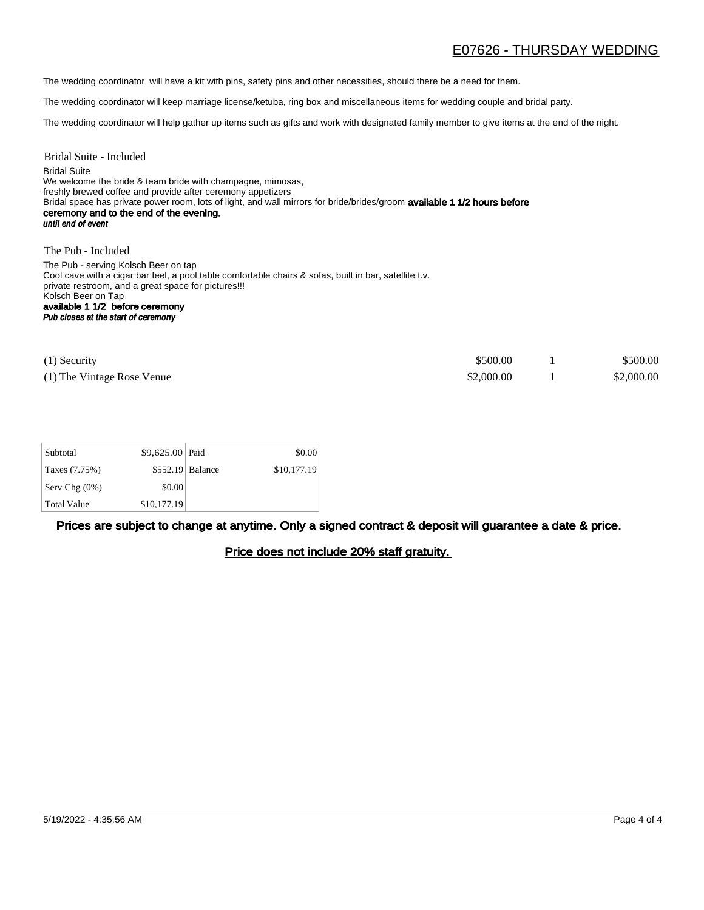The wedding coordinator will have a kit with pins, safety pins and other necessities, should there be a need for them.

The wedding coordinator will keep marriage license/ketuba, ring box and miscellaneous items for wedding couple and bridal party.

The wedding coordinator will help gather up items such as gifts and work with designated family member to give items at the end of the night.

Bridal Suite - Included

Bridal Suite
We welcome the bride & team bride with champagne, mimosas,
freshly brewed coffee and provide after ceremony appetizers
Bridal space has private power room, lots of light, and wall mirrors for bride/brides/groom **available 1 1/2 hours before ceremony and to the end of the evening.**
***until end of event***

The Pub - Included

The Pub - serving Kolsch Beer on tap
Cool cave with a cigar bar feel, a pool table comfortable chairs & sofas, built in bar, satellite t.v.
private restroom, and a great space for pictures!!!
Kolsch Beer on Tap
**available 1 1/2 before ceremony**
***Pub closes at the start of ceremony***

| | | | |
|---|---|---|---|
| (1) Security | $500.00 | 1 | $500.00 |
| (1) The Vintage Rose Venue | $2,000.00 | 1 | $2,000.00 |

| | | | |
|---|---|---|---|
| Subtotal | $9,625.00 | Paid | $0.00 |
| Taxes (7.75%) | $552.19 | Balance | $10,177.19 |
| Serv Chg (0%) | $0.00 | | |
| Total Value | $10,177.19 | | |

**Prices are subject to change at anytime. Only a signed contract & deposit will guarantee a date & price.**

**Price does not include 20% staff gratuity.**